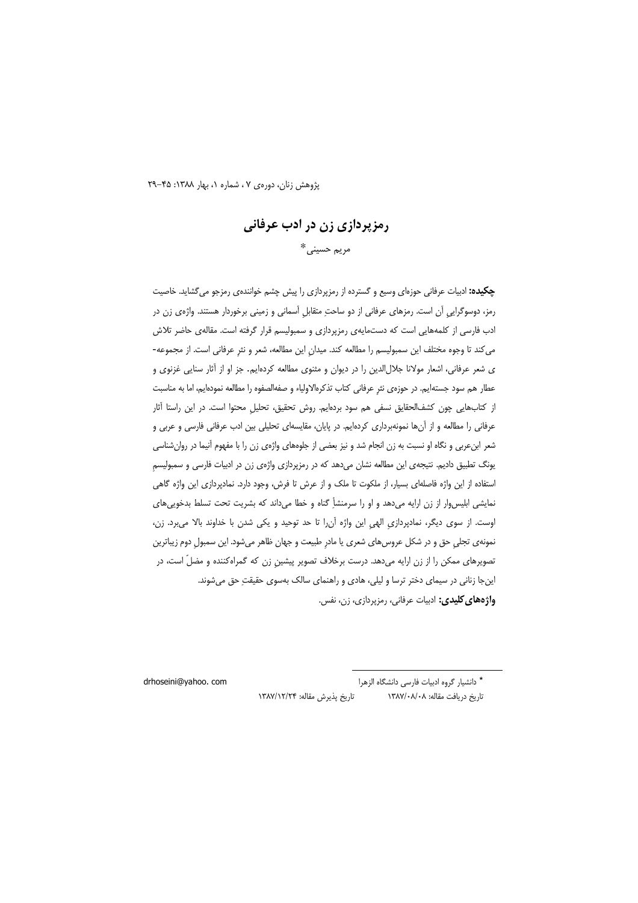# رمزپردازی زن در ادب عرفانی

مریم حسینی*

**چکیده:** ادبیات عرفانی حوزه‌ای وسیع و گسترده از رمزپردازی را پیش چشم خواننده‌ی رمزجو می‌گشاید. خاصیت رمز، دوسوگراییِ آن است. رمزهای عرفانی از دو ساحتِ متقابلِ آسمانی و زمینی برخوردار هستند. واژه‌ی زن در ادب فارسی از کلمه‌هایی است که دست‌مایه‌ی رمزپردازی و سمبولیسم قرار گرفته است. مقاله‌ی حاضر تلاش می‌کند تا وجوه مختلف این سمبولیسم را مطالعه کند. میدانِ این مطالعه، شعر و نثرِ عرفانی است. از مجموعه‌ی شعر عرفانی، اشعار مولانا جلال‌الدین را در دیوان و مثنوی مطالعه کرده‌ایم. جز او از آثار سنایی غزنوی و عطار هم سود جسته‌ایم. در حوزه‌ی نثرِ عرفانی کتاب تذکره‌الاولیاء و صفه‌الصفوه را مطالعه نموده‌ایم، اما به مناسبت از کتاب‌هایی چون کشف‌الحقایق نسفی هم سود برده‌ایم. روش تحقیق، تحلیلِ محتوا است. در این راستا آثار عرفانی را مطالعه و از آن‌ها نمونه‌برداری کرده‌ایم. در پایان، مقایسه‌ای تحلیلی بین ادب عرفانی فارسی و عربی و شعر ابن‌عربی و نگاه او نسبت به زن انجام شد و نیز بعضی از جلوه‌های واژه‌ی زن را با مفهوم آنیما در روان‌شناسی یونگ تطبیق دادیم. نتیجه‌ی این مطالعه نشان می‌دهد که در رمزپردازی واژه‌ی زن در ادبیات فارسی و سمبولیسمِ استفاده از این واژه فاصله‌ای بسیار، از ملکوت تا ملک و از عرش تا فرش، وجود دارد. نمادپردازی این واژه گاهی نمایشی ابلیس‌وار از زن ارایه می‌دهد و او را سرمنشأ گناه و خطا می‌داند که بشریت تحت تسلط بدخویی‌های اوست. از سوی دیگر، نمادپردازیِ الهیِ این واژه آن‌را تا حد توحید و یکی شدن با خداوند بالا می‌برد. زن، نمونه‌ی تجلیِ حق و در شکل عروس‌های شعری یا مادرِ طبیعت و جهان ظاهر می‌شود. این سمبولِ دوم زیباترین تصویرهای ممکن را از زن ارایه می‌دهد. درست برخلاف تصویر پیشینِ زن که گمراه‌کننده و مضلّ است، در این‌جا زنانی در سیمای دختر ترسا و لیلی، هادی و راهنمای سالک به‌سوی حقیقتِ حق می‌شوند.

**واژه‌های کلیدی:** ادبیات عرفانی، رمزپردازی، زن، نفس.

---

* دانشیار گروه ادبیات فارسی دانشگاه الزهرا — drhoseini@yahoo. com

تاریخ دریافت مقاله: ۱۳۸۷/۰۸/۰۸ — تاریخ پذیرش مقاله: ۱۳۸۷/۱۲/۲۴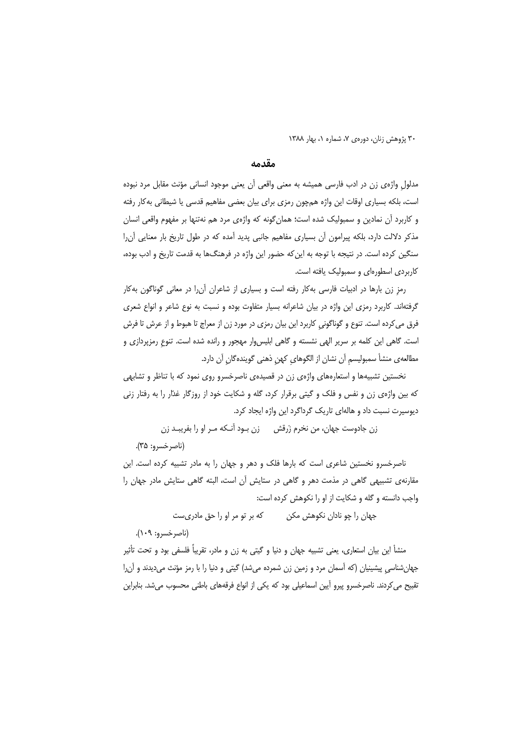## مقدمه

مدلولِ واژه‌ی زن در ادب فارسی همیشه به معنی واقعی آن یعنی موجود انسانی مؤنث مقابل مرد نبوده است، بلکه بسیاری اوقات این واژه هم‌چون رمزی برای بیان بعضی مفاهیم قدسی یا شیطانی به‌کار رفته و کاربرد آن نمادین و سمبولیک شده است؛ همان‌گونه که واژه‌ی مرد هم نه‌تنها بر مفهوم واقعی انسان مذکر دلالت دارد، بلکه پیرامون آن بسیاری مفاهیم جانبی پدید آمده که در طول تاریخ بار معنایی آن‌را سنگین کرده است. در نتیجه با توجه به این‌که حضور این واژه در فرهنگ‌ها به قدمت تاریخ و ادب بوده، کاربردی اسطوره‌ای و سمبولیک یافته است.

رمزِ زن بارها در ادبیات فارسی به‌کار رفته است و بسیاری از شاعران آن‌را در معانی گوناگون به‌کار گرفته‌اند. کاربرد رمزی این واژه در بیان شاعرانه بسیار متفاوت بوده و نسبت به نوع شاعر و انواع شعری فرق می‌کرده است. تنوع و گوناگونیِ کاربرد این بیان رمزی در مورد زن از معراج تا هبوط و از عرش تا فرش است. گاهی این کلمه بر سریر الهی نشسته و گاهی ابلیس‌وار مهجور و رانده شده است. تنوعِ رمزپردازی و مطالعه‌ی منشأ سمبولیسمِ آن نشان از الگوهایِ کهنِ ذهنی گوینده‌گانِ آن دارد.

نخستین تشبیه‌ها و استعاره‌های واژه‌ی زن در قصیده‌ی ناصرخسرو روی نمود که با تناظر و تشابهی که بین واژه‌ی زن و نفس و فلک و گیتی برقرار کرد، گله و شکایت خود از روزگار غدّار را به رفتار زنی دیوسیرت نسبت داد و هاله‌ای تاریک گرداگرد این واژه ایجاد کرد.

زن جادوست جهان، من نخرم زَرقش      زن بـود آنـکه مـر او را بفریبـد زن

(ناصرخسرو: ۳۵).

ناصرخسرو نخستین شاعری است که بارها فلک و دهر و جهان را به مادر تشبیه کرده است. این مقارنه‌ی تشبیهی گاهی در مذمت دهر و گاهی در ستایش آن است، البته گاهی ستایش مادر جهان را واجب دانسته و گله و شکایت از او را نکوهش کرده است:

جهان را چو نادان نکوهش مکن          که بر تو مر او را حق مادری‌ست

(ناصرخسرو: ۱۰۹).

منشأ این بیان استعاری، یعنی تشبیه جهان و دنیا و گیتی به زن و مادر، تقریباً فلسفی بود و تحت تأثیر جهان‌شناسیِ پیشینیان (که آسمان مرد و زمین زن شمرده می‌شد) گیتی و دنیا را با رمز مؤنث می‌دیدند و آن‌را تقبیح می‌کردند. ناصرخسرو پیرو آیین اسماعیلی بود که یکی از انواع فرقه‌های باطنی محسوب می‌شد. بنابراین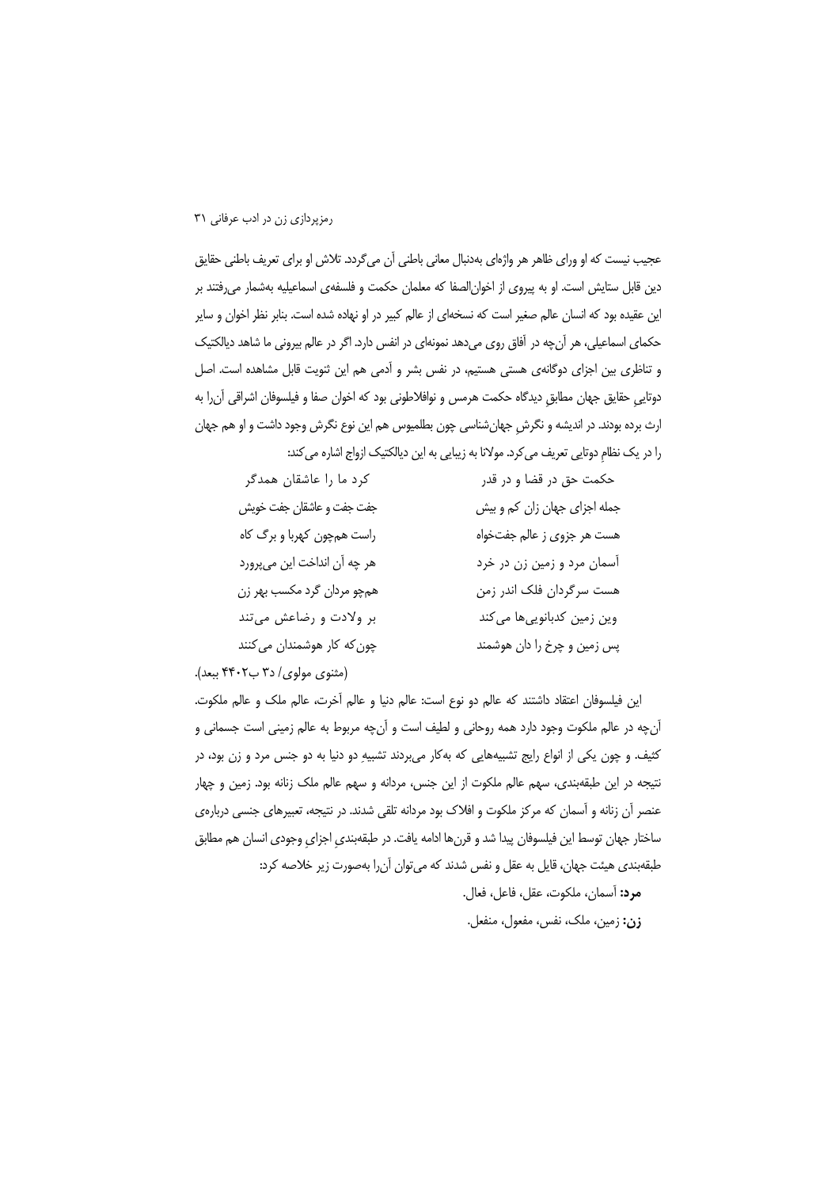عجیب نیست که او ورای ظاهر هر واژه‌ای به‌دنبال معانی باطنی آن می‌گردد. تلاش او برای تعریف باطنی حقایق دین قابل ستایش است. او به پیروی از اخوان‌الصفا که معلمان حکمت و فلسفه‌ی اسماعیلیه به‌شمار می‌رفتند بر این عقیده بود که انسان عالم صغیر است که نسخه‌ای از عالم کبیر در او نهاده شده است. بنابر نظر اخوان و سایر حکمای اسماعیلی، هر آن‌چه در آفاق روی می‌دهد نمونه‌ای در انفس دارد. اگر در عالم بیرونی ما شاهد دیالکتیک و تناظری بین اجزای دوگانه‌ی هستی هستیم، در نفس بشر و آدمی هم این ثنویت قابل مشاهده است. اصل دوتاییِ حقایق جهان مطابقِ دیدگاه حکمت هرمس و نوافلاطونی بود که اخوان صفا و فیلسوفان اشراقی آن‌را به ارث برده بودند. در اندیشه و نگرشِ جهان‌شناسی چون بطلمیوس هم این نوع نگرش وجود داشت و او هم جهان را در یک نظامِ دوتایی تعریف می‌کرد. مولانا به زیبایی به این دیالکتیک ازواج اشاره می‌کند:

| | |
|---|---|
| حکمت حق در قضا و در قدر | کرد ما را عاشقان همدگر |
| جمله اجزای جهان زان کم و بیش | جفت جفت و عاشقان جفت خویش |
| هست هر جزوی ز عالم جفت‌خواه | راست هم‌چون کهربا و برگ کاه |
| آسمان مرد و زمین زن در خرد | هر چه آن انداخت این می‌پرورد |
| هست سرگردان فلک اندر زمن | هم‌چو مردان گرد مکسب بهر زن |
| وین زمین کدبانویی‌ها می‌کند | بر ولادت و رضاعش می‌تند |
| پس زمین و چرخ را دان هوشمند | چون‌که کار هوشمندان می‌کنند |

(مثنوی مولوی/ د۳ ب۴۴۰۲ ببعد).

این فیلسوفان اعتقاد داشتند که عالم دو نوع است: عالم دنیا و عالم آخرت، عالم ملک و عالم ملکوت. آن‌چه در عالم ملکوت وجود دارد همه روحانی و لطیف است و آن‌چه مربوط به عالم زمینی است جسمانی و کثیف. و چون یکی از انواع رایج تشبیه‌هایی که به‌کار می‌بردند تشبیهِ دو دنیا به دو جنس مرد و زن بود، در نتیجه در این طبقه‌بندی، سهم عالم ملکوت از این جنس، مردانه و سهم عالم ملک زنانه بود. زمین و چهار عنصر آن زنانه و آسمان که مرکز ملکوت و افلاک بود مردانه تلقی شدند. در نتیجه، تعبیرهای جنسی درباره‌ی ساختار جهان توسط این فیلسوفان پیدا شد و قرن‌ها ادامه یافت. در طبقه‌بندیِ اجزایِ وجودی انسان هم مطابق طبقه‌بندی هیئت جهان، قایل به عقل و نفس شدند که می‌توان آن‌را به‌صورت زیر خلاصه کرد:

**مرد:** آسمان، ملکوت، عقل، فاعل، فعال.

**زن:** زمین، ملک، نفس، مفعول، منفعل.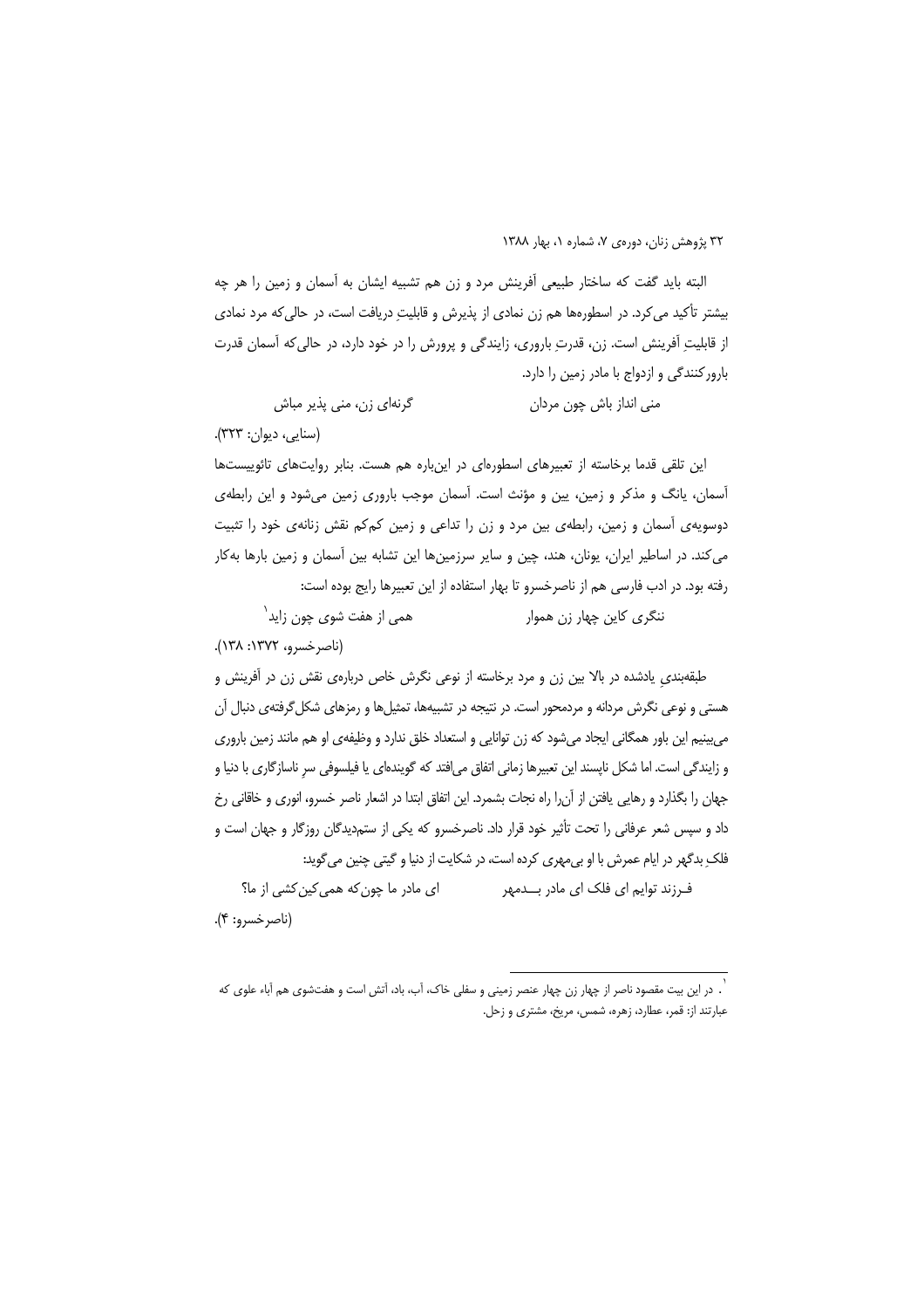البته باید گفت که ساختار طبیعی آفرینش مرد و زن هم تشبیه ایشان به آسمان و زمین را هر چه بیشتر تأکید می‌کرد. در اسطوره‌ها هم زن نمادی از پذیرش و قابلیتِ دریافت است، در حالی‌که مرد نمادی از قابلیتِ آفرینش است. زن، قدرتِ باروری، زایندگی و پرورش را در خود دارد، در حالی‌که آسمان قدرت بارورکنندگی و ازدواج با مادر زمین را دارد.

منی انداز باش چون مردان          گرنه‌ای زن، منی پذیر مباش

(سنایی، دیوان: ۳۲۳).

این تلقی قدما برخاسته از تعبیرهای اسطوره‌ای در این‌باره هم هست. بنابر روایت‌های تائوییست‌ها آسمان، یانگ و مذکر و زمین، یین و مؤنث است. آسمان موجب باروری زمین می‌شود و این رابطه‌ی دوسویه‌ی آسمان و زمین، رابطه‌ی بین مرد و زن را تداعی و زمین کم‌کم نقش زنانه‌ی خود را تثبیت می‌کند. در اساطیر ایران، یونان، هند، چین و سایر سرزمین‌ها این تشابه بین آسمان و زمین بارها به‌کار رفته بود. در ادب فارسی هم از ناصرخسرو تا بهار استفاده از این تعبیرها رایج بوده است:

ننگری کاین چهار زن هموار          همی از هفت شوی چون زاید[1]

(ناصرخسرو، ۱۳۷۲: ۱۳۸).

طبقه‌بندیِ یادشده در بالا بین زن و مرد برخاسته از نوعی نگرش خاص درباره‌ی نقش زن در آفرینش و هستی و نوعی نگرش مردانه و مردمحور است. در نتیجه در تشبیه‌ها، تمثیل‌ها و رمزهای شکل‌گرفته‌ی دنبال آن می‌بینیم این باور همگانی ایجاد می‌شود که زن توانایی و استعداد خلق ندارد و وظیفه‌ی او هم مانند زمین باروری و زایندگی است. اما شکل ناپسند این تعبیرها زمانی اتفاق می‌افتد که گوینده‌ای یا فیلسوفی سرِ ناسازگاری با دنیا و جهان را بگذارد و رهایی یافتن از آن‌را راه نجات بشمرد. این اتفاق ابتدا در اشعار ناصر خسرو، انوری و خاقانی رخ داد و سپس شعر عرفانی را تحت تأثیر خود قرار داد. ناصرخسرو که یکی از ستم‌دیدگان روزگار و جهان است و فلکِ بدگهر در ایام عمرش با او بی‌مهری کرده است، در شکایت از دنیا و گیتی چنین می‌گوید:

فرزند توایم ای فلک ای مادر بدمهر          ای مادر ما چون‌که همی‌کین‌کشی از ما؟

(ناصرخسرو: ۴).

---

[1]. در این بیت مقصود ناصر از چهار زن چهار عنصر زمینی و سفلی خاک، آب، باد، آتش است و هفت‌شوی هم آباء علوی که عبارتند از: قمر، عطارد، زهره، شمس، مریخ، مشتری و زحل.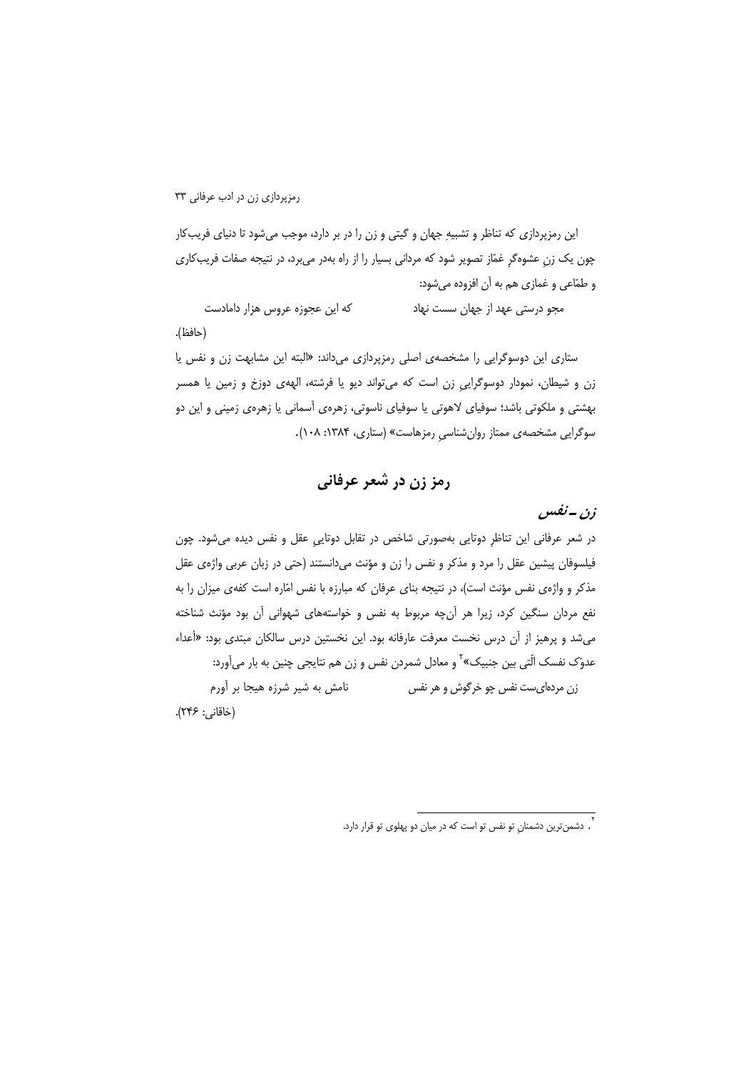این رمزپردازی که تناظر و تشبیهِ جهان و گیتی و زن را در بر دارد، موجب می‌شود تا دنیای فریب‌کار چون یک زنِ عشوه‌گرِ غمّاز تصویر شود که مردانی بسیار را از راه به‌در می‌برد، در نتیجه صفات فریب‌کاری و طمّاعی و غمازی هم به آن افزوده می‌شود:

مجو درستی عهد از جهان سست نهاد          که این عجوزه عروس هزار دامادست

(حافظ).

ستاری این دوسوگرایی را مشخصه‌ی اصلی رمزپردازی می‌داند: «البته این مشابهت زن و نفس یا زن و شیطان، نمودار دوسوگراییِ زن است که می‌تواند دیو یا فرشته، الهه‌ی دوزخ و زمین یا همسر بهشتی و ملکوتی باشد؛ سوفیای لاهوتی یا سوفیای ناسوتی، زهره‌ی آسمانی یا زهره‌ی زمینی و این دو سوگرایی مشخصه‌ی ممتاز روان‌شناسیِ رمزهاست» (ستاری، ۱۳۸۴: ۱۰۸).

## رمز زن در شعر عرفانی

### *زن ـ نفس*

در شعر عرفانی این تناظرِ دوتایی به‌صورتی شاخص در تقابل دوتاییِ عقل و نفس دیده می‌شود. چون فیلسوفان پیشین عقل را مرد و مذکر و نفس را زن و مؤنث می‌دانستند (حتی در زبان عربی واژه‌ی عقل مذکر و واژه‌ی نفس مؤنث است)، در نتیجه بنای عرفان که مبارزه با نفس امّاره است کفه‌ی میزان را به نفع مردان سنگین کرد، زیرا هر آن‌چه مربوط به نفس و خواسته‌های شهوانی آن بود مؤنث شناخته می‌شد و پرهیز از آن درس نخست معرفت عارفانه بود. این نخستین درس سالکان مبتدی بود: «أعداء عدوّک نفسک الّتی بین جنبیک»[۲] و معادل شمردن نفس و زن هم نتایجی چنین به بار می‌آورد:

زن مرده‌ای‌ست نفس چو خرگوش و هر نفس          نامش به شیر شرزه هیجا بر آورم

(خاقانی: ۲۴۶).

---

[۲]. دشمن‌ترین دشمنانِ تو نفس تو است که در میان دو پهلوی تو قرار دارد.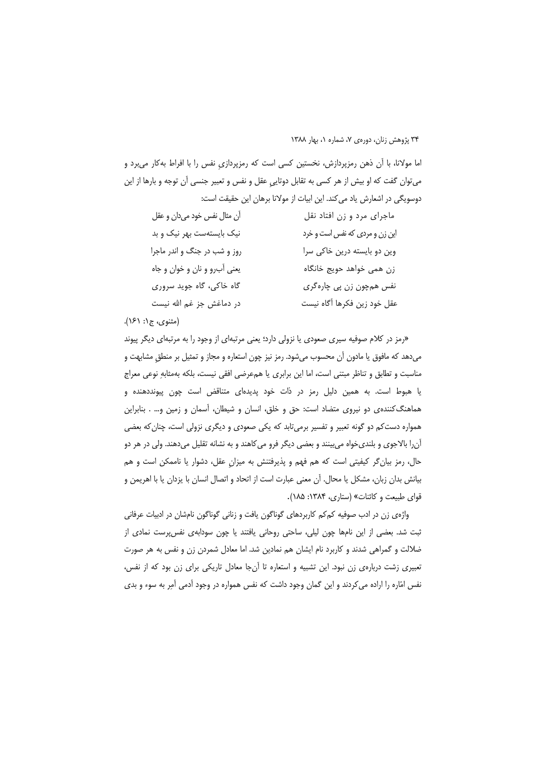اما مولانا، با آن ذهن رمزپردازش، نخستین کسی است که رمزپردازیِ نفس را با افراط به‌کار می‌برد و می‌توان گفت که او بیش از هر کسی به تقابل دوتاییِ عقل و نفس و تعبیر جنسی آن توجه و بارها از این دوسویگی در اشعارش یاد می‌کند. این ابیات از مولانا برهان این حقیقت است:

| | |
|---|---|
| ماجرای مرد و زن افتاد نقل | آن مثال نفس خود می‌دان و عقل |
| این زن و مردی که نفس است و خرد | نیک بایسته‌ست بهر نیک و بد |
| وین دو بایسته درین خاکی سرا | روز و شب در جنگ و اندر ماجرا |
| زن همی خواهد حویج خانگاه | یعنی آب‌رو و نان و خوان و جاه |
| نفس هم‌چون زن پی چاره‌گری | گاه خاکی، گاه جوید سروری |
| عقل خود زین فکرها آگاه نیست | در دماغش جز غم الله نیست |

(مثنوی، ج۱: ۱۶۱).

«رمز در کلام صوفیه سیری صعودی یا نزولی دارد؛ یعنی مرتبه‌ای از وجود را به مرتبه‌ای دیگر پیوند می‌دهد که مافوق یا مادون آن محسوب می‌شود. رمز نیز چون استعاره و مجاز و تمثیل بر منطقِ مشابهت و مناسبت و تطابق و تناظر مبتنی است، اما این برابری یا هم‌عرضی افقی نیست، بلکه به‌مثابهِ نوعی معراج یا هبوط است. به همین دلیل رمز در ذات خود پدیده‌ای متناقض است چون پیونددهنده و هماهنگ‌کننده‌ی دو نیروی متضاد است: حق و خلق، انسان و شیطان، آسمان و زمین و... . بنابراین همواره دست‌کم دو گونه تعبیر و تفسیر برمی‌تابد که یکی صعودی و دیگری نزولی است، چنان‌که بعضی آن‌را بالاجوی و بلندی‌خواه می‌بینند و بعضی دیگر فرو می‌کاهند و به نشانه تقلیل می‌دهند. ولی در هر دو حال، رمز بیان‌گر کیفیتی است که هم فهم و پذیرفتنش به میزانِ عقل، دشوار یا ناممکن است و هم بیانش بدان زبان، مشکل یا محال. آن معنی عبارت است از اتحاد و اتصال انسان با یزدان یا با اهریمن و قوای طبیعت و کائنات» (ستاری، ۱۳۸۴: ۱۸۵).

واژه‌ی زن در ادب صوفیه کم‌کم کاربردهای گوناگون یافت و زنانی گوناگون نام‌شان در ادبیات عرفانی ثبت شد. بعضی از این نام‌ها چون لیلی، ساحتی روحانی یافتند یا چون سودابه‌ی نفس‌پرست نمادی از ضلالت و گمراهی شدند و کاربرد نام ایشان هم نمادین شد. اما معادل شمردن زن و نفس به هر صورت تعبیری زشت درباره‌ی زن نبود. این تشبیه و استعاره تا آن‌جا معادل تاریکی برای زن بود که از نفس، نفس امّاره را اراده می‌کردند و این گمان وجود داشت که نفس همواره در وجود آدمی آمِر به سوء و بدی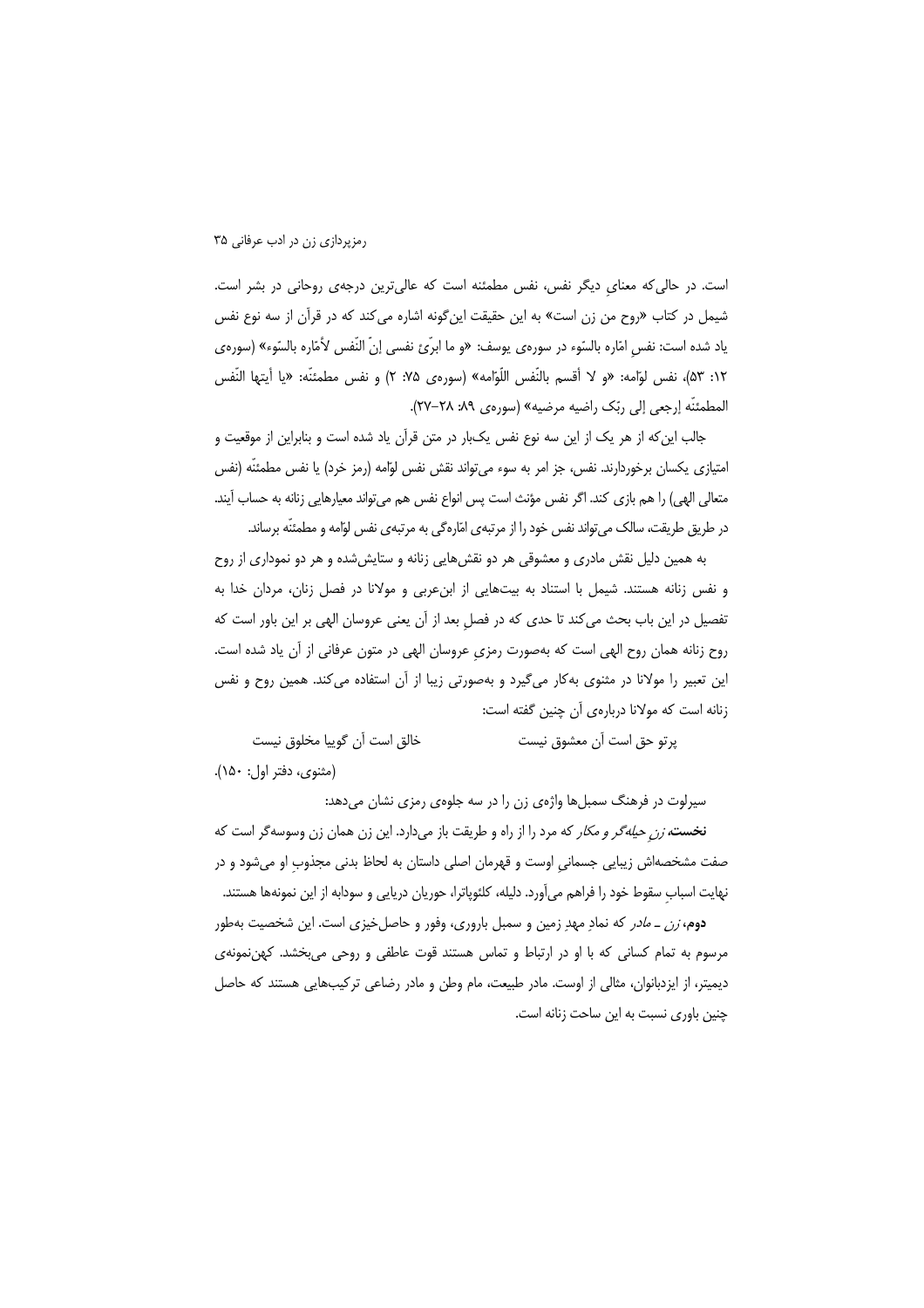است. در حالی‌که معنایِ دیگر نفس، نفس مطمئنه است که عالی‌ترین درجه‌ی روحانی در بشر است. شیمل در کتاب «روح من زن است» به این حقیقت این‌گونه اشاره می‌کند که در قرآن از سه نوع نفس یاد شده است: نفسِ امّاره بالسّوء در سوره‌ی یوسف: «و ما ابرّئ نفسی إنّ النّفس لأمّاره بالسّوء» (سوره‌ی ۱۲: ۵۳)، نفس لوّامه: «و لا أقسم بالنّفس اللّوّامه» (سوره‌ی ۷۵: ۲) و نفس مطمئنّه: «یا أیتها النّفس المطمئنّه إرجعی إلی ربّک راضیه مرضیه» (سوره‌ی ۸۹: ۲۸–۲۷).

جالب این‌که از هر یک از این سه نوع نفس یک‌بار در متن قرآن یاد شده است و بنابراین از موقعیت و امتیازی یکسان برخوردارند. نفس، جز امر به سوء می‌تواند نقش نفس لوّامه (رمز خرد) یا نفس مطمئّنه (نفس متعالی الهی) را هم بازی کند. اگر نفس مؤنث است پس انواع نفس هم می‌تواند معیارهایی زنانه به حساب آیند. در طریقِ طریقت، سالک می‌تواند نفس خود را از مرتبه‌ی امّاره‌گی به مرتبه‌ی نفس لوّامه و مطمئّنه برساند.

به همین دلیل نقش مادری و معشوقی هر دو نقش‌هایی زنانه و ستایش‌شده و هر دو نموداری از روح و نفس زنانه هستند. شیمل با استناد به بیت‌هایی از ابن‌عربی و مولانا در فصل زنان، مردان خدا به تفصیل در این باب بحث می‌کند تا حدی که در فصلِ بعد از آن یعنی عروسان الهی بر این باور است که روح زنانه همان روح الهی است که به‌صورت رمزیِ عروسان الهی در متون عرفانی از آن یاد شده است. این تعبیر را مولانا در مثنوی به‌کار می‌گیرد و به‌صورتی زیبا از آن استفاده می‌کند. همین روح و نفس زنانه است که مولانا درباره‌ی آن چنین گفته است:

پرتو حق است آن معشوق نیست — خالق است آن گوییا مخلوق نیست

(مثنوی، دفتر اول: ۱۵۰).

سیرلوت در فرهنگ سمبل‌ها واژه‌ی زن را در سه جلوه‌ی رمزی نشان می‌دهد:

**نخست**، *زنِ حیله‌گر و مکار* که مرد را از راه و طریقت باز می‌دارد. این زن همان زن وسوسه‌گر است که صفت مشخصه‌اش زیبایی جسمانیِ اوست و قهرمان اصلی داستان به لحاظ بدنی مجذوبِ او می‌شود و در نهایت اسبابِ سقوط خود را فراهم می‌آورد. دلیله، کلئوپاترا، حوریان دریایی و سودابه از این نمونه‌ها هستند.

**دوم**، *زن ـ مادر* که نمادِ مهدِ زمین و سمبل باروری، وفور و حاصل‌خیزی است. این شخصیت به‌طور مرسوم به تمام کسانی که با او در ارتباط و تماس هستند قوت عاطفی و روحی می‌بخشد. کهن‌نمونه‌ی دیمیتر، از ایزدبانوان، مثالی از اوست. مادر طبیعت، مام وطن و مادر رضاعی ترکیب‌هایی هستند که حاصل چنین باوری نسبت به این ساحت زنانه است.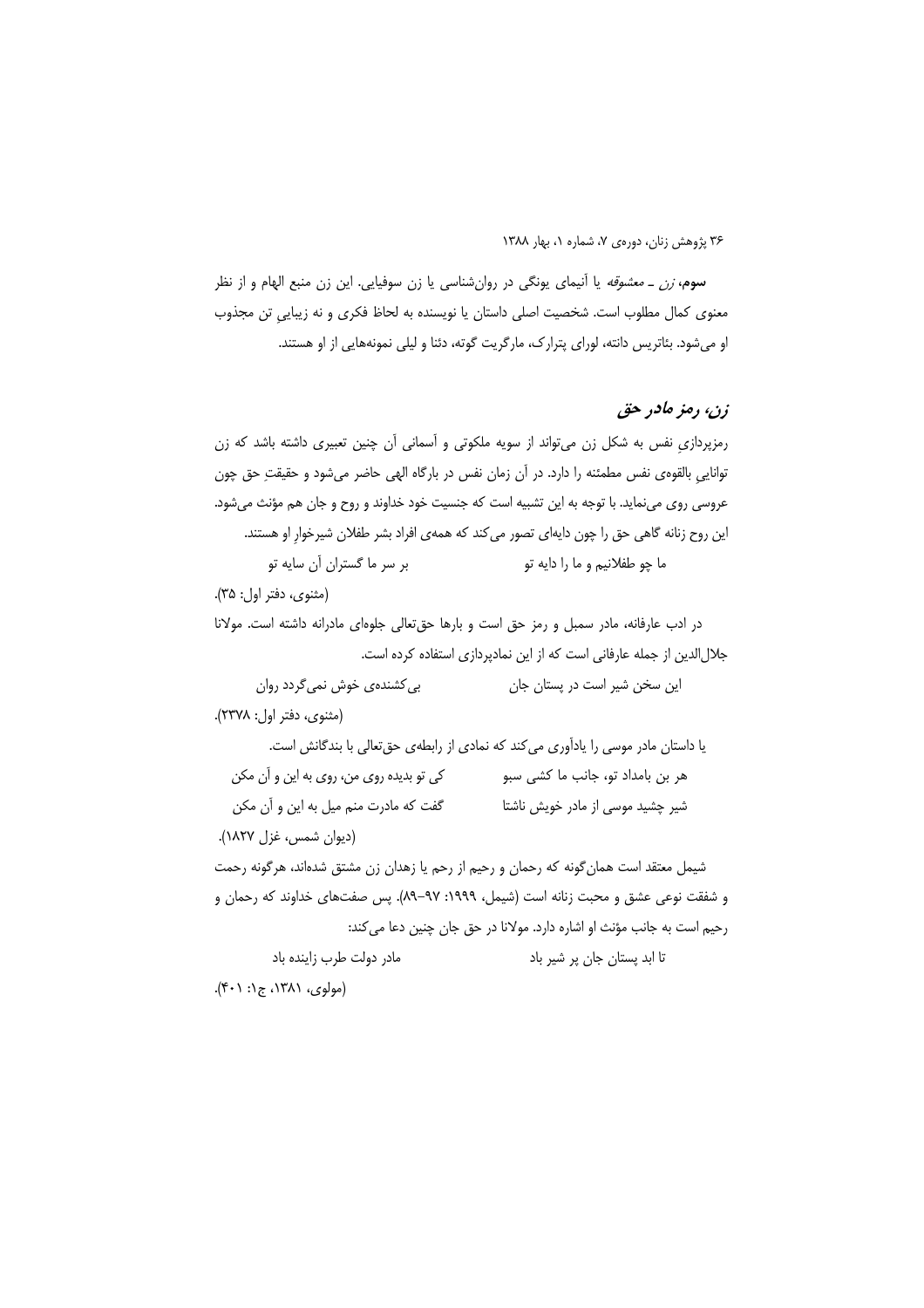**سوم**، *زن ـ معشوقه* یا آنیمای یونگی در روان‌شناسی یا زن سوفیایی. این زن منبع الهام و از نظر معنوی کمال مطلوب است. شخصیت اصلی داستان یا نویسنده به لحاظ فکری و نه زیباییِ تن مجذوب او می‌شود. بئاتریس دانته، لورای پترارک، مارگریت گوته، دئنا و لیلی نمونه‌هایی از او هستند.

## زن، رمز مادر حق

رمزپردازیِ نفس به شکل زن می‌تواند از سویه ملکوتی و آسمانی آن چنین تعبیری داشته باشد که زن توانائیِ بالقوه‌ی نفس مطمئنه را دارد. در آن زمان نفس در بارگاه الهی حاضر می‌شود و حقیقتِ حق چون عروسی روی می‌نماید. با توجه به این تشبیه است که جنسیت خود خداوند و روح و جان هم مؤنث می‌شود. این روح زنانه گاهی حق را چون دایه‌ای تصور می‌کند که همه‌ی افراد بشر طفلان شیرخوارِ او هستند.

ما چو طفلانیم و ما را دایه تو　　　　بر سر ما گستران آن سایه تو

(مثنوی، دفتر اول: ۳۵).

در ادب عارفانه، مادر سمبل و رمز حق است و بارها حق‌تعالی جلوه‌ای مادرانه داشته است. مولانا جلال‌الدین از جمله عارفانی است که از این نمادپردازی استفاده کرده است.

این سخن شیر است در پستان جان　　　　بی‌کشنده‌ی خوش نمی‌گردد روان

(مثنوی، دفتر اول: ۲۳۷۸).

یا داستان مادر موسی را یادآوری می‌کند که نمادی از رابطه‌ی حق‌تعالی با بندگانش است.

هر بن بامداد تو، جانب ما کشی سبو　　　　کی تو بدیده روی من، روی به این و آن مکن

شیر چشید موسی از مادر خویش ناشتا　　　　گفت که مادرت منم میل به این و آن مکن

(دیوان شمس، غزل ۱۸۲۷).

شیمل معتقد است همان‌گونه که رحمان و رحیم از رحم یا زهدان زن مشتق شده‌اند، هرگونه رحمت و شفقت نوعی عشق و محبت زنانه است (شیمل، ۱۹۹۹: ۹۷-۸۹). پس صفت‌های خداوند که رحمان و رحیم است به جانب مؤنث او اشاره دارد. مولانا در حق جان چنین دعا می‌کند:

تا ابد پستان جان پر شیر باد　　　　مادر دولت طرب زاینده باد

(مولوی، ۱۳۸۱، ج۱: ۴۰۱).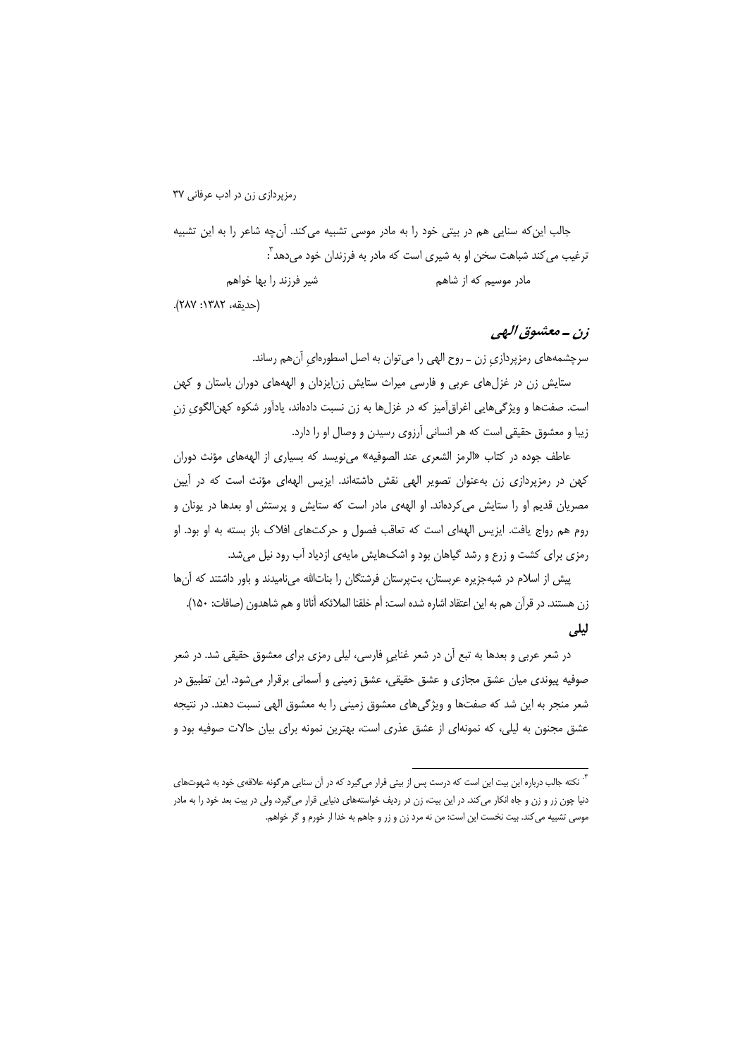جالب این‌که سنایی هم در بیتی خود را به مادر موسی تشبیه می‌کند. آن‌چه شاعر را به این تشبیه ترغیب می‌کند شباهت سخن او به شیری است که مادر به فرزندان خود می‌دهد[۳]:

مادر موسیم که از شاهم　　　　شیر فرزند را بها خواهم

(حدیقه، ۱۳۸۲: ۲۸۷).

## زن ـ معشوق الهی

سرچشمه‌های رمزپردازیِ زن ـ روح الهی را می‌توان به اصل اسطوره‌ایِ آن‌هم رساند.

ستایش زن در غزل‌های عربی و فارسی میراث ستایش زن‌ایزدان و الهه‌های دوران باستان و کهن است. صفت‌ها و ویژگی‌هایی اغراق‌آمیز که در غزل‌ها به زن نسبت داده‌اند، یادآور شکوه کهن‌الگویِ زنِ زیبا و معشوق حقیقی است که هر انسانی آرزوی رسیدن و وصال او را دارد.

عاطف جوده در کتاب «الرمز الشعری عند الصوفیه» می‌نویسد که بسیاری از الهه‌های مؤنث دوران کهن در رمزپردازی زن به‌عنوان تصویر الهی نقش داشته‌اند. ایزیس الهه‌ای مؤنث است که در آیین مصریان قدیم او را ستایش می‌کرده‌اند. او الهه‌ی مادر است که ستایش و پرستش او بعدها در یونان و روم هم رواج یافت. ایزیس الهه‌ای است که تعاقب فصول و حرکت‌های افلاک باز بسته به او بود. او رمزی برای کشت و زرع و رشد گیاهان بود و اشک‌هایش مایه‌ی ازدیاد آب رود نیل می‌شد.

پیش از اسلام در شبه‌جزیره عربستان، بت‌پرستان فرشتگان را بنات‌الله می‌نامیدند و باور داشتند که آن‌ها زن هستند. در قرآن هم به این اعتقاد اشاره شده است: أم خلقنا الملائکه أناثا و هم شاهدون (صافات: ۱۵۰).

### لیلی

در شعر عربی و بعدها به تبع آن در شعر غناییِ فارسی، لیلی رمزی برای معشوق حقیقی شد. در شعر صوفیه پیوندی میان عشق مجازی و عشق حقیقی، عشق زمینی و آسمانی برقرار می‌شود. این تطبیق در شعر منجر به این شد که صفت‌ها و ویژگی‌های معشوق زمینی را به معشوق الهی نسبت دهند. در نتیجه عشق مجنون به لیلی، که نمونه‌ای از عشق عذری است، بهترین نمونه برای بیان حالات صوفیه بود و

---

[۳]. نکته جالب درباره این بیت این است که درست پس از بیتی قرار می‌گیرد که در آن سنایی هرگونه علاقه‌ی خود به شهوت‌های دنیا چون زر و زن و جاه انکار می‌کند. در این بیت، زن در ردیف خواسته‌های دنیایی قرار می‌گیرد، ولی در بیت بعد خود را به مادر موسی تشبیه می‌کند. بیت نخست این است: من نه مرد زن و زر و جاهم به خدا ار خورم و گر خواهم.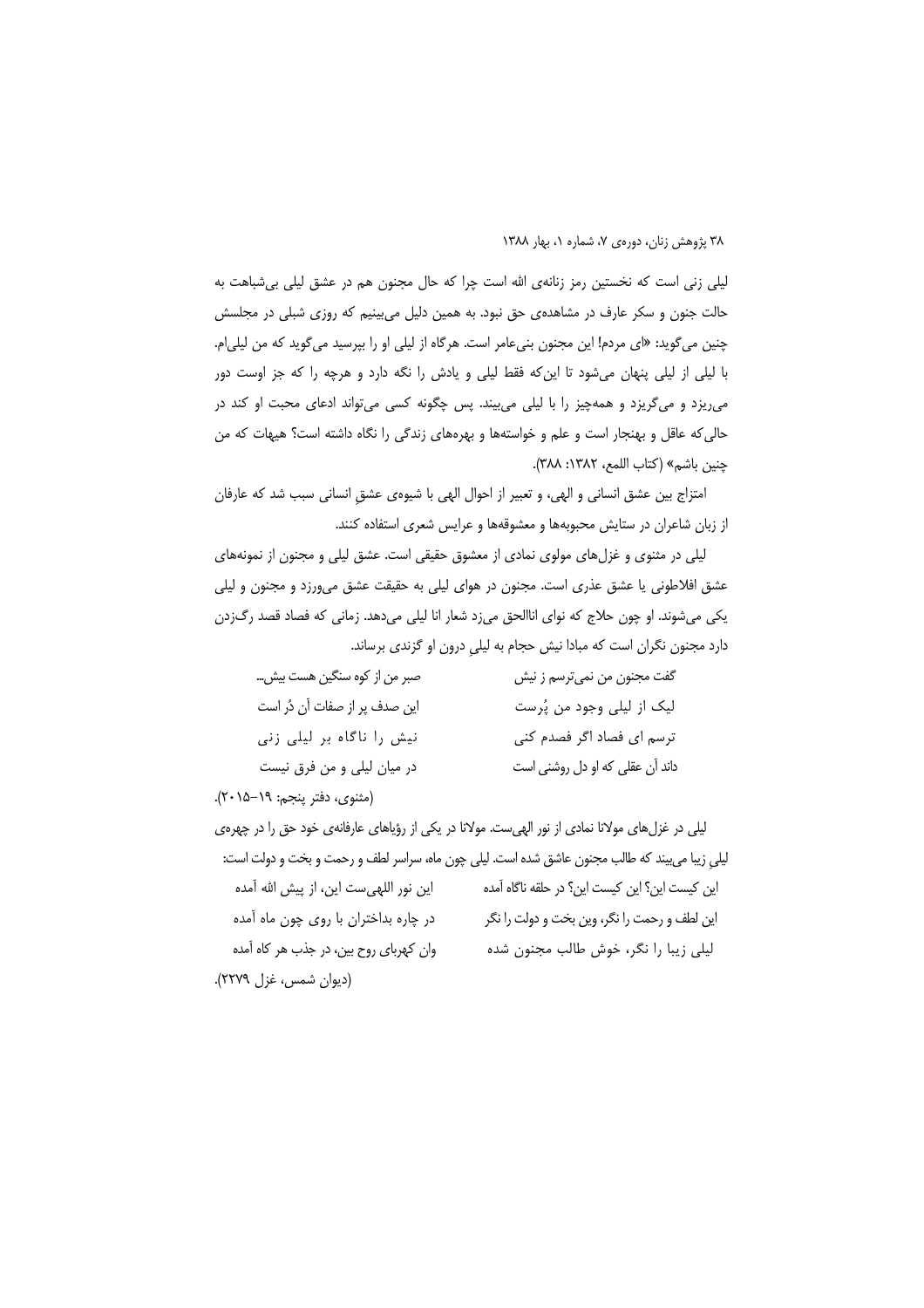لیلی زنی است که نخستین رمز زنانه‌ی الله است چرا که حال مجنون هم در عشق لیلی بی‌شباهت به حالت جنون و سکر عارف در مشاهده‌ی حق نبود. به همین دلیل می‌بینیم که روزی شبلی در مجلسش چنین می‌گوید: «ای مردم! این مجنون بنی‌عامر است. هرگاه از لیلی او را بپرسید می‌گوید که من لیلی‌ام. با لیلی از لیلی پنهان می‌شود تا این‌که فقط لیلی و یادش را نگه دارد و هرچه را که جز اوست دور می‌ریزد و می‌گریزد و همه‌چیز را با لیلی می‌بیند. پس چگونه کسی می‌تواند ادعای محبت او کند در حالی‌که عاقل و بهنجار است و علم و خواسته‌ها و بهره‌های زندگی را نگاه داشته است؟ هیهات که من چنین باشم» (کتاب اللمع، ۱۳۸۲: ۳۸۸).

امتزاج بین عشق انسانی و الهی، و تعبیر از احوال الهی با شیوه‌ی عشقِ انسانی سبب شد که عارفان از زبان شاعران در ستایش محبوبه‌ها و معشوقه‌ها و عرایس شعری استفاده کنند.

لیلی در مثنوی و غزل‌های مولوی نمادی از معشوق حقیقی است. عشق لیلی و مجنون از نمونه‌های عشق افلاطونی یا عشق عذری است. مجنون در هوای لیلی به حقیقت عشق می‌ورزد و مجنون و لیلی یکی می‌شوند. او چون حلاج که نوای اناالحق می‌زد شعار انا لیلی می‌دهد. زمانی که فصاد قصد رگ‌زدن دارد مجنون نگران است که مبادا نیش حجام به لیلیِ درون او گزندی برساند.

گفت مجنون من نمی‌ترسم ز نیش — صبر من از کوه سنگین هست بیش...

لیک از لیلی وجود من پُرست — این صدف پر از صفات آن دُر است

ترسم ای فصاد اگر فصدم کنی — نیش را ناگاه بر لیلی زنی

داند آن عقلی که او دل روشنی است — در میان لیلی و من فرق نیست

(مثنوی، دفتر پنجم: ۱۹–۲۰۱۵).

لیلی در غزل‌های مولانا نمادی از نور الهی‌ست. مولانا در یکی از رؤیاهای عارفانه‌ی خود چهره‌ی حق را در چهره‌ی لیلیِ زیبا می‌بیند که طالب مجنون عاشق شده است. لیلی چون ماه، سراسر لطف و رحمت و بخت و دولت است:

این کیست این؟ این کیست این؟ در حلقه ناگاه آمده — این نور اللهی‌ست این، از پیش الله آمده

این لطف و رحمت را نگر، وین بخت و دولت را نگر — در چاره بداختران با روی چون ماه آمده

لیلی زیبا را نگر، خوش طالب مجنون شده — وان کهربای روح بین، در جذب هر کاه آمده

(دیوان شمس، غزل ۲۲۷۹).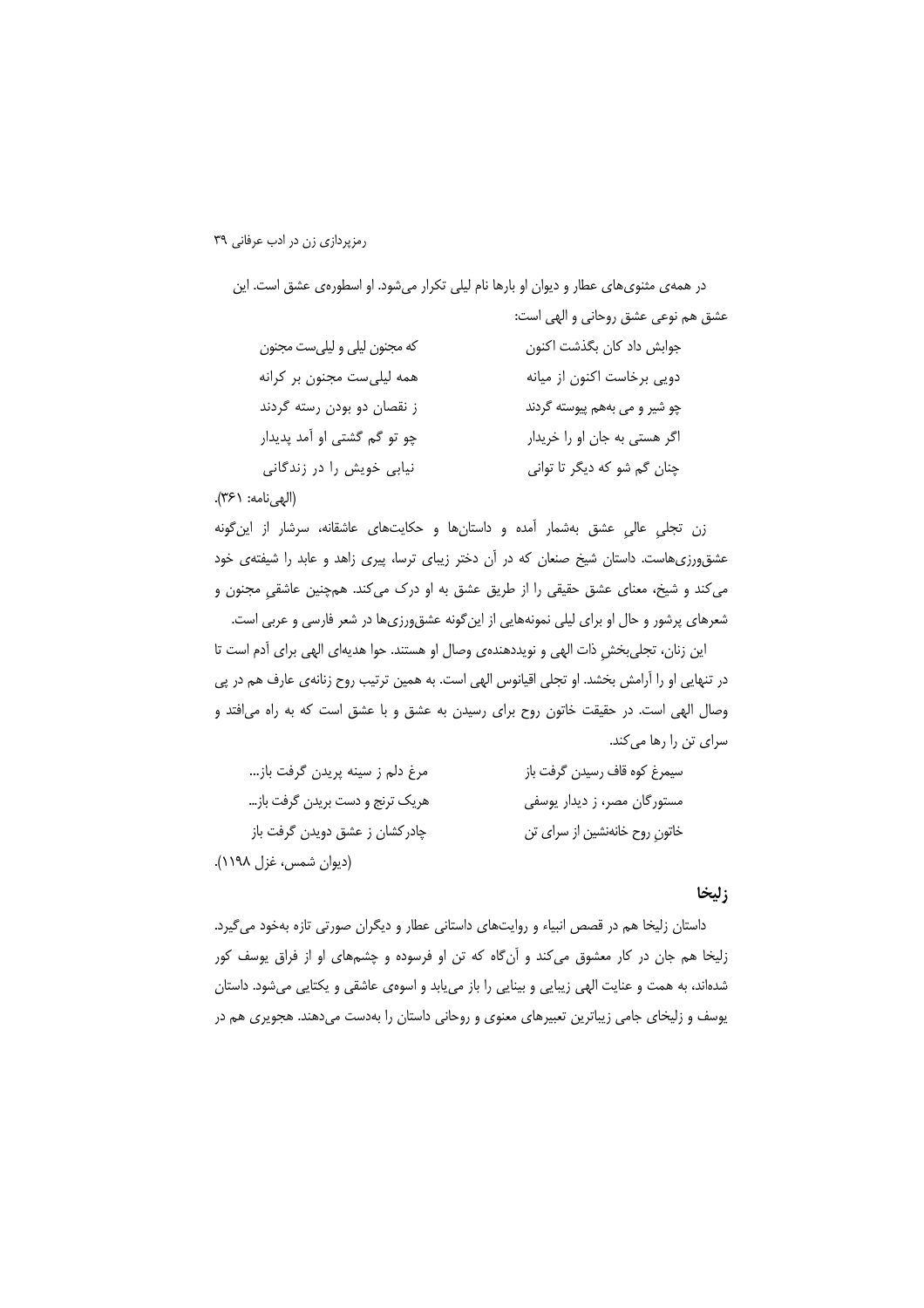در همه‌ی مثنوی‌های عطار و دیوان او بارها نام لیلی تکرار می‌شود. او اسطوره‌ی عشق است. این عشق هم نوعی عشق روحانی و الهی است:

جوابش داد کان بگذشت اکنون — که مجنون لیلی و لیلی‌ست مجنون

دویی برخاست اکنون از میانه — همه لیلی‌ست مجنون بر کرانه

چو شیر و می به‌هم پیوسته گردند — ز نقصان دو بودن رسته گردند

اگر هستی به جان او را خریدار — چو تو گم گشتی او آمد پدیدار

چنان گم شو که دیگر تا توانی — نیابی خویش را در زندگانی

(الهی‌نامه: ۳۶۱).

زن تجلیِ عالیِ عشق به‌شمار آمده و داستان‌ها و حکایت‌های عاشقانه، سرشار از این‌گونه عشق‌ورزی‌هاست. داستان شیخ صنعان که در آن دختر زیبای ترسا، پیری زاهد و عابد را شیفته‌ی خود می‌کند و شیخ، معنای عشق حقیقی را از طریق عشق به او درک می‌کند. هم‌چنین عاشقیِ مجنون و شعرهای پرشور و حال او برای لیلی نمونه‌هایی از این‌گونه عشق‌ورزی‌ها در شعر فارسی و عربی است.

این زنان، تجلی‌بخشِ ذات الهی و نویددهنده‌ی وصال او هستند. حوا هدیه‌ای الهی برای آدم است تا در تنهایی او را آرامش بخشد. او تجلی اقیانوس الهی است. به همین ترتیب روح زنانه‌ی عارف هم در پی وصال الهی است. در حقیقت خاتون روح برای رسیدن به عشق و با عشق است که به راه می‌افتد و سرای تن را رها می‌کند.

سیمرغ کوه قاف رسیدن گرفت باز — مرغ دلم ز سینه پریدن گرفت باز...

مستورگان مصر، ز دیدار یوسفی — هریک ترنج و دست بریدن گرفت باز...

خاتونِ روح خانه‌نشین از سرای تن — چادرکشان ز عشق دویدن گرفت باز

(دیوان شمس، غزل ۱۱۹۸).

## زلیخا

داستان زلیخا هم در قصص انبیاء و روایت‌های داستانی عطار و دیگران صورتی تازه به‌خود می‌گیرد. زلیخا هم جان در کار معشوق می‌کند و آن‌گاه که تن او فرسوده و چشم‌های او از فراق یوسف کور شده‌اند، به همت و عنایت الهی زیبایی و بینایی را باز می‌یابد و اسوه‌ی عاشقی و یکتایی می‌شود. داستان یوسف و زلیخای جامی زیباترین تعبیرهای معنوی و روحانی داستان را به‌دست می‌دهند. هجویری هم در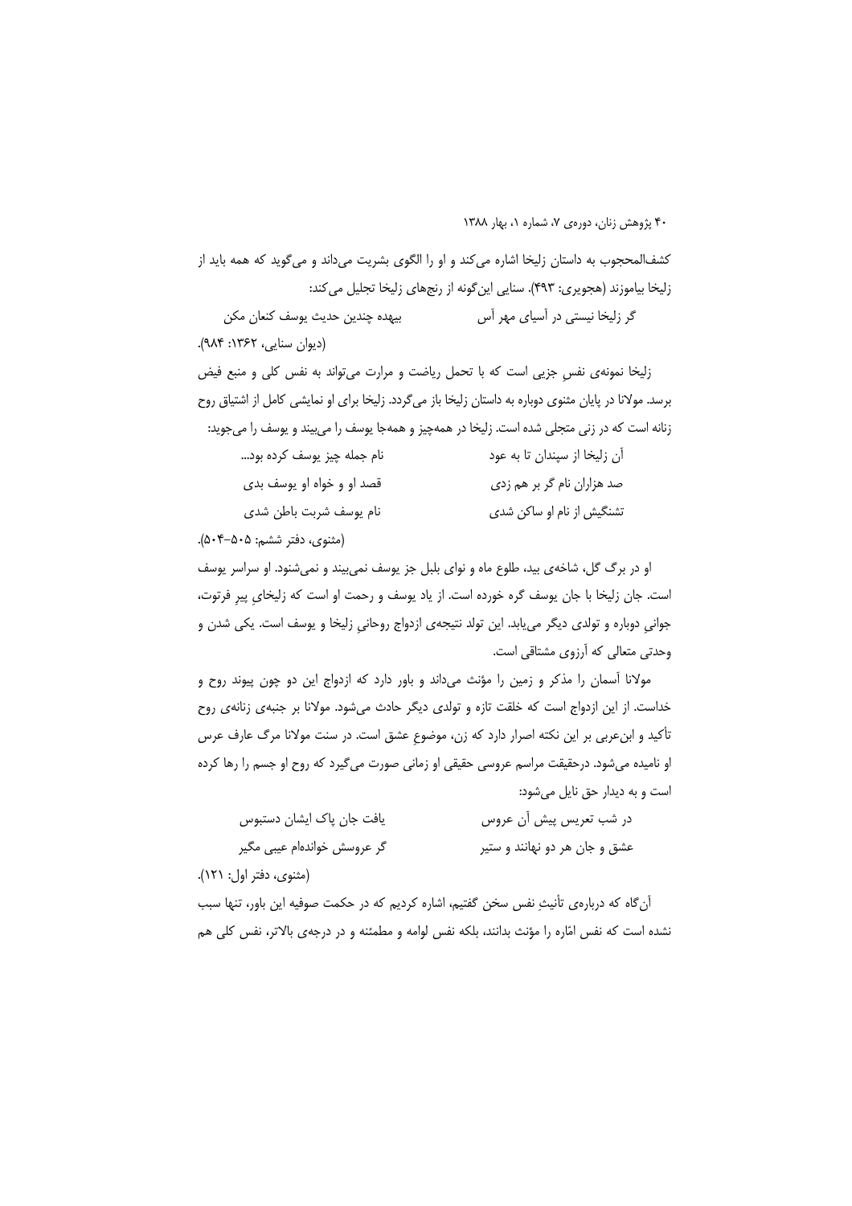کشف‌المحجوب به داستان زلیخا اشاره می‌کند و او را الگوی بشریت می‌داند و می‌گوید که همه باید از زلیخا بیاموزند (هجویری: ۴۹۳). سنایی این‌گونه از رنج‌های زلیخا تجلیل می‌کند:

گر زلیخا نیستی در آسیای مهر آس &nbsp;&nbsp;&nbsp;&nbsp; بیهده چندین حدیث یوسف کنعان مکن

(دیوان سنایی، ۱۳۶۲: ۹۸۴).

زلیخا نمونه‌ی نفسِ جزیی است که با تحمل ریاضت و مرارت می‌تواند به نفس کلی و منبع فیض برسد. مولانا در پایان مثنوی دوباره به داستان زلیخا باز می‌گردد. زلیخا برای او نمایشی کامل از اشتیاق روح زنانه است که در زنی متجلی شده است. زلیخا در همه‌چیز و همه‌جا یوسف را می‌بیند و یوسف را می‌جوید:

آن زلیخا از سپندان تا به عود &nbsp;&nbsp;&nbsp;&nbsp; نام جمله چیز یوسف کرده بود...

صد هزاران نام گر بر هم زدی &nbsp;&nbsp;&nbsp;&nbsp; قصد او و خواه او یوسف بدی

تشنگیش از نام او ساکن شدی &nbsp;&nbsp;&nbsp;&nbsp; نام یوسف شربت باطن شدی

(مثنوی، دفتر ششم: ۵۰۵-۵۰۴).

او در برگ گل، شاخه‌ی بید، طلوع ماه و نوای بلبل جز یوسف نمی‌بیند و نمی‌شنود. او سراسر یوسف است. جان زلیخا با جان یوسف گره خورده است. از یاد یوسف و رحمت او است که زلیخای پیرِ فرتوت، جوانیِ دوباره و تولدی دیگر می‌یابد. این تولد نتیجه‌ی ازدواج روحانیِ زلیخا و یوسف است. یکی شدن و وحدتی متعالی که آرزوی مشتاقی است.

مولانا آسمان را مذکر و زمین را مؤنث می‌داند و باور دارد که ازدواج این دو چون پیوند روح و خداست. از این ازدواج است که خلقت تازه و تولدی دیگر حادث می‌شود. مولانا بر جنبه‌ی زنانه‌ی روح تأکید و ابن‌عربی بر این نکته اصرار دارد که زن، موضوعِ عشق است. در سنت مولانا مرگ عارف عرس او نامیده می‌شود. درحقیقت مراسم عروسی حقیقی او زمانی صورت می‌گیرد که روح او جسم را رها کرده است و به دیدار حق نایل می‌شود:

در شب تعریس پیش آن عروس &nbsp;&nbsp;&nbsp;&nbsp; یافت جان پاک ایشان دستبوس

عشق و جان هر دو نهانند و ستیر &nbsp;&nbsp;&nbsp;&nbsp; گر عروسش خوانده‌ام عیبی مگیر

(مثنوی، دفتر اول: ۱۲۱).

آن‌گاه که درباره‌ی تأنیثِ نفس سخن گفتیم، اشاره کردیم که در حکمت صوفیه این باور، تنها سبب نشده است که نفس امّاره را مؤنث بدانند، بلکه نفس لوامه و مطمئنه و در درجه‌ی بالاتر، نفس کلی هم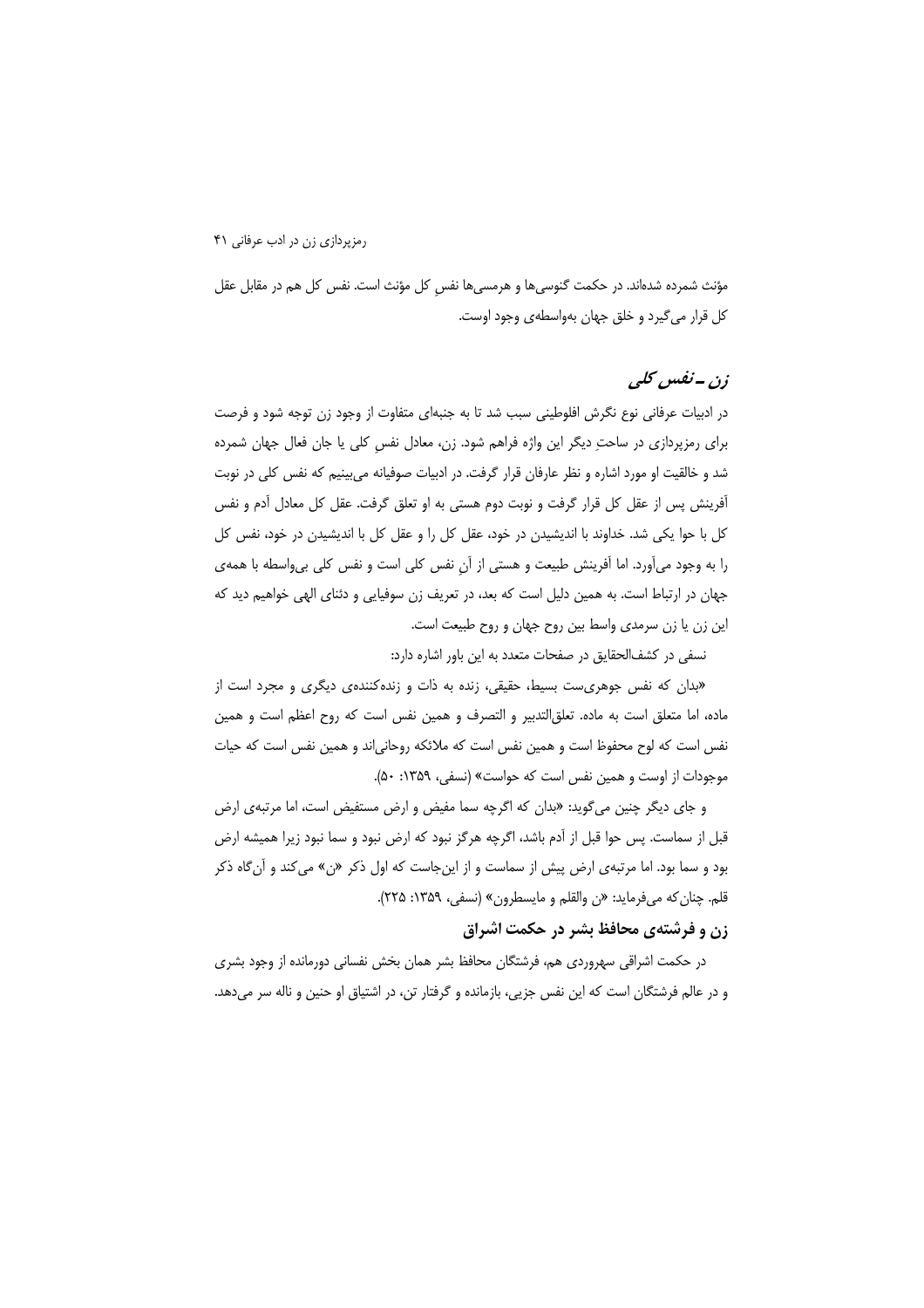مؤنث شمرده شده‌اند. در حکمت گنوسی‌ها و هرمسی‌ها نفسِ کل مؤنث است. نفس کل هم در مقابل عقل کل قرار می‌گیرد و خلق جهان به‌واسطه‌ی وجود اوست.

## *زن ـ نفس کلی*

در ادبیات عرفانی نوع نگرش افلوطینی سبب شد تا به جنبه‌ای متفاوت از وجود زن توجه شود و فرصت برای رمزپردازی در ساحتِ دیگر این واژه فراهم شود. زن، معادل نفسِ کلی یا جان فعال جهان شمرده شد و خالقیت او مورد اشاره و نظر عارفان قرار گرفت. در ادبیات صوفیانه می‌بینیم که نفس کلی در نوبت آفرینش پس از عقل کل قرار گرفت و نوبت دوم هستی به او تعلق گرفت. عقل کل معادل آدم و نفس کل با حوا یکی شد. خداوند با اندیشیدن در خود، عقل کل را و عقل کل با اندیشیدن در خود، نفس کل را به وجود می‌آورد. اما آفرینش طبیعت و هستی از آنِ نفس کلی است و نفس کلی بی‌واسطه با همه‌ی جهان در ارتباط است. به همین دلیل است که بعد، در تعریف زن سوفیایی و دئنای الهی خواهیم دید که این زن یا زن سرمدی واسط بین روح جهان و روح طبیعت است.

نسفی در کشف‌الحقایق در صفحات متعدد به این باور اشاره دارد:

«بدان که نفس جوهری‌ست بسیط، حقیقی، زنده به ذات و زنده‌کننده‌ی دیگری و مجرد است از ماده، اما متعلق است به ماده. تعلق‌التدبیر و التصرف و همین نفس است که روح اعظم است و همین نفس است که لوح محفوظ است و همین نفس است که ملائکه روحانی‌اند و همین نفس است که حیات موجودات از اوست و همین نفس است که حواست» (نسفی، ۱۳۵۹: ۵۰).

و جای دیگر چنین می‌گوید: «بدان که اگرچه سما مفیض و ارض مستفیض است، اما مرتبه‌ی ارض قبل از سماست. پس حوا قبل از آدم باشد، اگرچه هرگز نبود که ارض نبود و سما نبود زیرا همیشه ارض بود و سما بود. اما مرتبه‌ی ارض پیش از سماست و از این‌جاست که اول ذکر «ن» می‌کند و آن‌گاه ذکر قلم. چنان‌که می‌فرماید: «ن والقلم و مایسطرون» (نسفی، ۱۳۵۹: ۲۲۵).

## زن و فرشته‌ی محافظ بشر در حکمت اشراق

در حکمت اشراقی سهروردی هم، فرشتگان محافظ بشر همان بخش نفسانی دورمانده از وجود بشری و در عالم فرشتگان است که این نفس جزیی، بازمانده و گرفتار تن، در اشتیاق او حنین و ناله سر می‌دهد.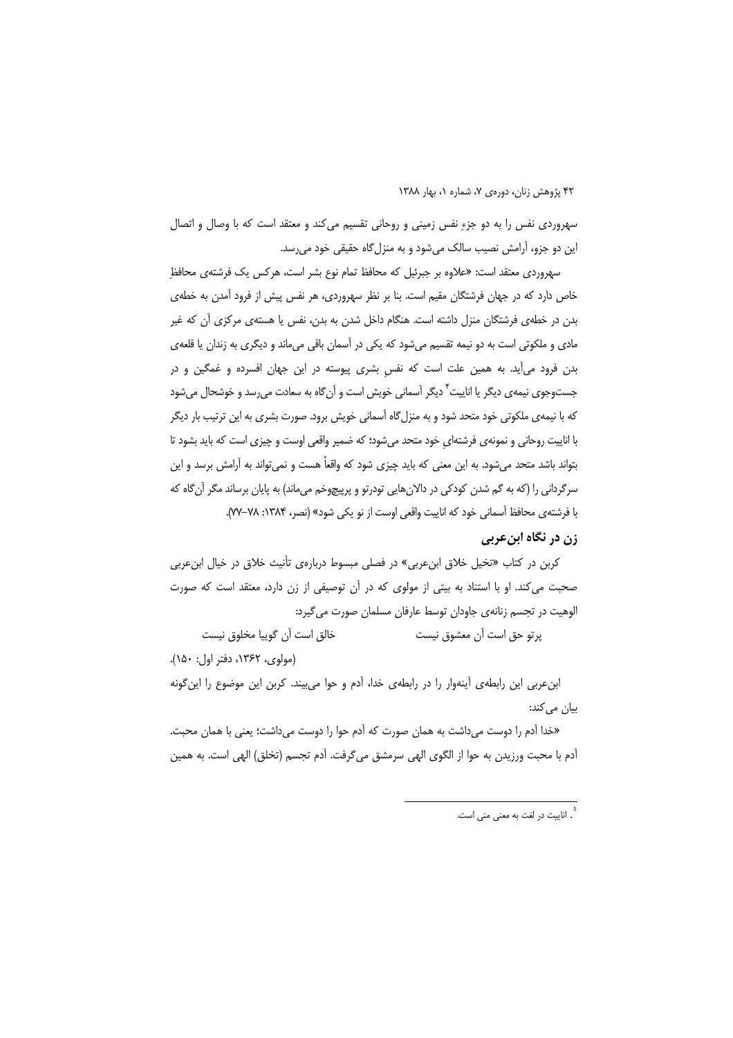سهروردی نفس را به دو جزءِ نفس زمینی و روحانی تقسیم می‌کند و معتقد است که با وصال و اتصال این دو جزو، آرامش نصیب سالک می‌شود و به منزل‌گاه حقیقی خود می‌رسد.

سهروردی معتقد است: «علاوه بر جبرئیل که محافظ تمام نوع بشر است، هرکس یک فرشته‌ی محافظِ خاص دارد که در جهان فرشتگان مقیم است. بنا بر نظر سهروردی، هر نفس پیش از فرود آمدن به خطه‌ی بدن در خطه‌ی فرشتگان منزل داشته است. هنگام داخل شدن به بدن، نفس یا هسته‌ی مرکزی آن که غیر مادی و ملکوتی است به دو نیمه تقسیم می‌شود که یکی در آسمان باقی می‌ماند و دیگری به زندان یا قلعه‌ی بدن فرود می‌آید. به همین علت است که نفسِ بشری پیوسته در این جهان افسرده و غمگین و در جست‌وجوی نیمه‌ی دیگر یا انابیت[4] دیگر آسمانی خویش است و آن‌گاه به سعادت می‌رسد و خوشحال می‌شود که با نیمه‌ی ملکوتی خود متحد شود و به منزل‌گاه آسمانی خویش برود. صورت بشری به این ترتیب بار دیگر با انابیت روحانی و نمونه‌ی فرشته‌ایِ خود متحد می‌شود؛ که ضمیر واقعی اوست و چیزی است که باید بشود تا بتواند باشد متحد می‌شود. به این معنی که باید چیزی شود که واقعاً هست و نمی‌تواند به آرامش برسد و این سرگردانی را (که به گم شدن کودکی در دالان‌هایی تودرتو و پرپیچ‌وخم می‌ماند) به پایان برساند مگر آن‌گاه که با فرشته‌ی محافظ آسمانی خود که انابیت واقعی اوست از نو یکی شود» (نصر، ۱۳۸۴: ۷۸-۷۷).

## زن در نگاه ابن‌عربی

کربن در کتاب «تخیل خلاق ابن‌عربی» در فصلی مبسوط درباره‌ی تأنیث خلاق در خیال ابن‌عربی صحبت می‌کند. او با استناد به بیتی از مولوی که در آن توصیفی از زن دارد، معتقد است که صورت الوهیت در تجسم زنانه‌ی جاودان توسط عارفان مسلمان صورت می‌گیرد:

پرتو حق است آن معشوق نیست          خالق است آن گوییا مخلوق نیست

(مولوی، ۱۳۶۲، دفتر اول: ۱۵۰).

ابن‌عربی این رابطه‌ی آینه‌وار را در رابطه‌ی خدا، آدم و حوا می‌بیند. کربن این موضوع را این‌گونه بیان می‌کند:

«خدا آدم را دوست می‌داشت به همان صورت که آدم حوا را دوست می‌داشت؛ یعنی با همان محبت. آدم با محبت ورزیدن به حوا از الگوی الهی سرمشق می‌گرفت. آدم تجسم (تخلق) الهی است. به همین

---

[4]. انابیت در لغت به معنی منی است.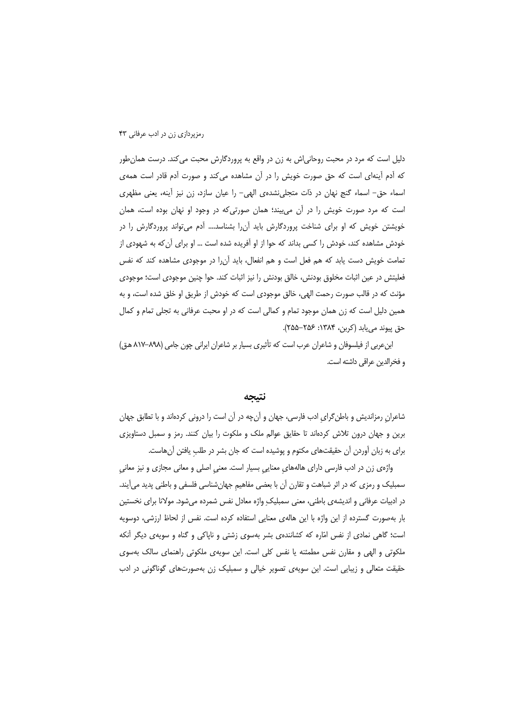دلیل است که مرد در محبت روحانی‌اش به زن در واقع به پروردگارش محبت می‌کند. درست همان‌طور که آدم آینه‌ای است که حق صورت خویش را در آن مشاهده می‌کند و صورت آدم قادر است همه‌ی اسماء حق– اسماء گنج نهان در ذات متجلی‌نشده‌ی الهی– را عیان سازد، زن نیز آینه، یعنی مظهری است که مرد صورت خویش را در آن می‌بیند؛ همان صورتی‌که در وجود او نهان بوده است، همان خویشتن خویش که او برای شناخت پروردگارش باید آن‌را بشناسد.... آدم می‌تواند پروردگارش را در خودش مشاهده کند، خودش را کسی بداند که حوا از او آفریده شده است ... او برای آن‌که به شهودی از تمامت خویش دست یابد که هم فعل است و هم انفعال، باید آن‌را در موجودی مشاهده کند که نفس فعلیتش در عین اثبات مخلوق بودنش، خالق بودنش را نیز اثبات کند. حوا چنین موجودی است؛ موجودی مؤنث که در قالب صورت رحمت الهی، خالق موجودی است که خودش از طریق او خلق شده است، و به همین دلیل است که زن همان موجود تمام و کمالی است که در او محبت عرفانی به تجلی تمام و کمال حق پیوند می‌یابد (کربن، ۱۳۸۴: ۲۵۶–۲۵۵).

ابن‌عربی از فیلسوفان و شاعران عرب است که تأثیری بسیار بر شاعران ایرانی چون جامی (۸۹۸–۸۱۷ هق) و فخرالدین عراقی داشته است.

## نتیجه

شاعرانِ رمزاندیش و باطن‌گرایِ ادب فارسی، جهان و آن‌چه در آن است را درونی کرده‌اند و با تطابق جهان برین و جهان درون تلاش کرده‌اند تا حقایق عوالم ملک و ملکوت را بیان کنند. رمز و سمبل دستاویزی برای به زبان آوردن آن حقیقت‌های مکتوم و پوشیده است که جان بشر در طلبِ یافتن آن‌هاست.

واژه‌ی زن در ادب فارسی دارای هاله‌هایِ معناییِ بسیار است. معنیِ اصلی و معانی مجازی و نیز معانیِ سمبلیک و رمزی که در اثر شباهت و تقارن آن با بعضی مفاهیمِ جهان‌شناسی فلسفی و باطنی پدید می‌آیند. در ادبیات عرفانی و اندیشه‌ی باطنی، معنی سمبلیکِ واژه معادل نفس شمرده می‌شود. مولانا برای نخستین بار به‌صورت گسترده از این واژه با این هاله‌ی معنایی استفاده کرده است. نفس از لحاظ ارزشی، دوسویه است؛ گاهی نمادی از نفس امّاره که کشاننده‌ی بشر به‌سوی زشتی و ناپاکی و گناه و سویه‌ی دیگر آنکه ملکوتی و الهی و مقارن نفس مطمئنه یا نفس کلی است. این سویه‌ی ملکوتی راهنمای سالک به‌سوی حقیقت متعالی و زیبایی است. این سویه‌ی تصویر خیالی و سمبلیک زن به‌صورت‌های گوناگونی در ادب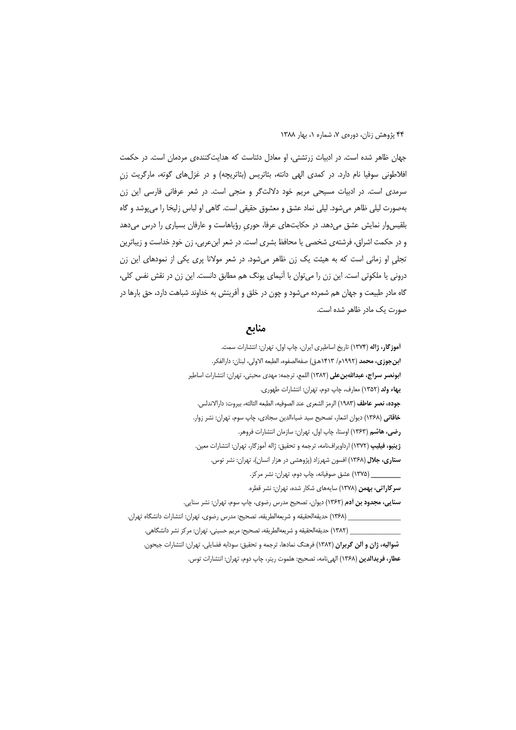جهان ظاهر شده است. در ادبیات زرتشتی، او معادل دئناست که هدایت‌کننده‌ی مردمان است. در حکمت افلاطونی سوفیا نام دارد. در کمدی الهی دانته، بئاتریس (بئاتریچه) و در غزل‌های گوته، مارگریت زنِ سرمدی است. در ادبیات مسیحی مریم خود دلالت‌گر و منجی است. در شعر عرفانی فارسی این زن به‌صورت لیلی ظاهر می‌شود. لیلی نماد عشق و معشوق حقیقی است. گاهی او لباس زلیخا را می‌پوشد و گاه بلقیس‌وار نمایش عشق می‌دهد. در حکایت‌های عرفا، حوریِ رؤیاهاست و عارفان بسیاری را درس می‌دهد و در حکمت اشراق، فرشته‌ی شخصی یا محافظ بشری است. در شعر ابن‌عربی، زن خودِ خداست و زیباترین تجلیِ او زمانی است که به هیئت یک زن ظاهر می‌شود. در شعر مولانا پری یکی از نمودهای این زن درونی یا ملکوتی است. این زن را می‌توان با آنیمای یونگ هم مطابق دانست. این زن در نقش نفس کلی، گاه مادر طبیعت و جهان هم شمرده می‌شود و چون در خلق و آفرینش به خداوند شباهت دارد، حق بارها در صورت یک مادر ظاهر شده است.

## منابع

**آموزگار، ژاله** (۱۳۷۴) تاریخ اساطیری ایران، چاپ اول، تهران: انتشارات سمت.

**ابن‌جوزی، محمد** (۱۹۹۲م/ ۱۴۱۳هـق) صفه‌الصفوه، الطبعه الاولی، لبنان: دارالفکر.

**ابونصر سراج، عبدالله‌بن‌علی** (۱۳۸۲) اللمع، ترجمه: مهدی محبتی، تهران: انتشارات اساطیر

**بهاء ولد** (۱۳۵۲) معارف، چاپ دوم، تهران: انتشارات طهوری.

**جوده، نصر عاطف** (۱۹۸۳) الرمز الشعری عند الصوفیه، الطبعه الثالثه، بیروت: دارالاندلس.

**خاقانی** (۱۳۶۸) دیوان اشعار، تصحیح سید ضیاءالدین سجادی، چاپ سوم، تهران: نشر زوار.

**رضی، هاشم** (۱۳۶۳) اوستا، چاپ اول، تهران: سازمان انتشارات فروهر.

**ژینیو، فیلیپ** (۱۳۷۲) ارداویراف‌نامه، ترجمه و تحقیق: ژاله آموزگار، تهران: انتشارات معین.

**ستاری، جلال** (۱۳۶۸) افسون شهرزاد (پژوهشی در هزار انسان)، تهران: نشر توس.

________ (۱۳۷۵) عشق صوفیانه، چاپ دوم، تهران: نشر مرکز.

**سرکاراتی، بهمن** (۱۳۷۸) سایه‌های شکار شده، تهران: نشر قطره.

**سنایی، مجدود بن آدم** (۱۳۶۲) دیوان، تصحیح مدرس رضوی، چاپ سوم، تهران: نشر سنایی.

________ (۱۳۶۸) حدیقه‌الحقیقه و شریعه‌الطریقه، تصحیح: مدرس رضوی، تهران: انتشارات دانشگاه تهران.

________ (۱۳۸۲) حدیقه‌الحقیقه و شریعه‌الطریقه، تصحیح: مریم حسینی، تهران: مرکز نشر دانشگاهی.

**شوالیه، ژان و آلن گربران** (۱۳۸۲) فرهنگ نمادها، ترجمه و تحقیق: سودابه فضایلی، تهران: انتشارات جیحون.

**عطار، فریدالدین** (۱۳۶۸) الهی‌نامه، تصحیح: هلموت ریتر، چاپ دوم، تهران: انتشارات توس.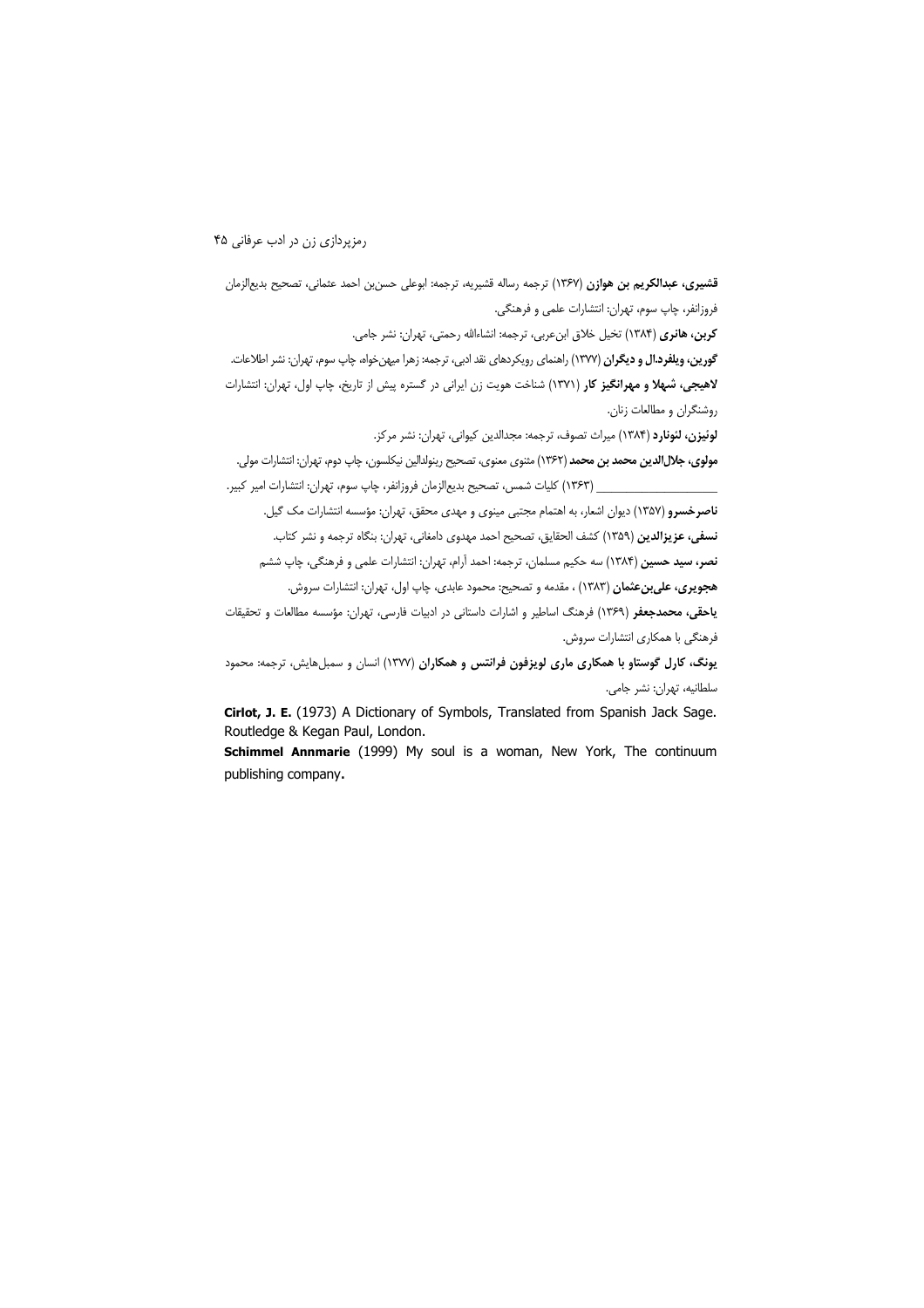**قشیری، عبدالکریم بن هوازن** (۱۳۶۷) ترجمه رساله قشیریه، ترجمه: ابوعلی حسن‌بن احمد عثمانی، تصحیح بدیع‌الزمان فروزانفر، چاپ سوم، تهران: انتشارات علمی و فرهنگی.

**کربن، هانری** (۱۳۸۴) تخیل خلاق ابن‌عربی، ترجمه: انشاءالله رحمتی، تهران: نشر جامی.

**گورین، ویلفرد.ال و دیگران** (۱۳۷۷) راهنمای رویکردهای نقد ادبی، ترجمه: زهرا میهن‌خواه، چاپ سوم، تهران: نشر اطلاعات.

**لاهیجی، شهلا و مهرانگیز کار** (۱۳۷۱) شناخت هویت زن ایرانی در گستره پیش از تاریخ، چاپ اول، تهران: انتشارات روشنگران و مطالعات زنان.

**لوئیزن، لئونارد** (۱۳۸۴) میراث تصوف، ترجمه: مجدالدین کیوانی، تهران: نشر مرکز.

**مولوی، جلال‌الدین محمد بن محمد** (۱۳۶۲) مثنوی معنوی، تصحیح رینولدالین نیکلسون، چاپ دوم، تهران: انتشارات مولی.

________________ (۱۳۶۳) کلیات شمس، تصحیح بدیع‌الزمان فروزانفر، چاپ سوم، تهران: انتشارات امیر کبیر.

**ناصرخسرو** (۱۳۵۷) دیوان اشعار، به اهتمام مجتبی مینوی و مهدی محقق، تهران: مؤسسه انتشارات مک گیل.

**نسفی، عزیزالدین** (۱۳۵۹) کشف الحقایق، تصحیح احمد مهدوی دامغانی، تهران: بنگاه ترجمه و نشر کتاب.

**نصر، سید حسین** (۱۳۸۴) سه حکیم مسلمان، ترجمه: احمد آرام، تهران: انتشارات علمی و فرهنگی، چاپ ششم

**هجویری، علی‌بن‌عثمان** (۱۳۸۳) ، مقدمه و تصحیح: محمود عابدی، چاپ اول، تهران: انتشارات سروش.

**یاحقی، محمدجعفر** (۱۳۶۹) فرهنگ اساطیر و اشارات داستانی در ادبیات فارسی، تهران: مؤسسه مطالعات و تحقیقات فرهنگی با همکاری انتشارات سروش.

**یونگ، کارل گوستاو با همکاری ماری لویزفون فرانتس و همکاران** (۱۳۷۷) انسان و سمبل‌هایش، ترجمه: محمود سلطانیه، تهران: نشر جامی.

**Cirlot, J. E.** (1973) A Dictionary of Symbols, Translated from Spanish Jack Sage. Routledge & Kegan Paul, London.

**Schimmel Annmarie** (1999) My soul is a woman, New York, The continuum publishing company.